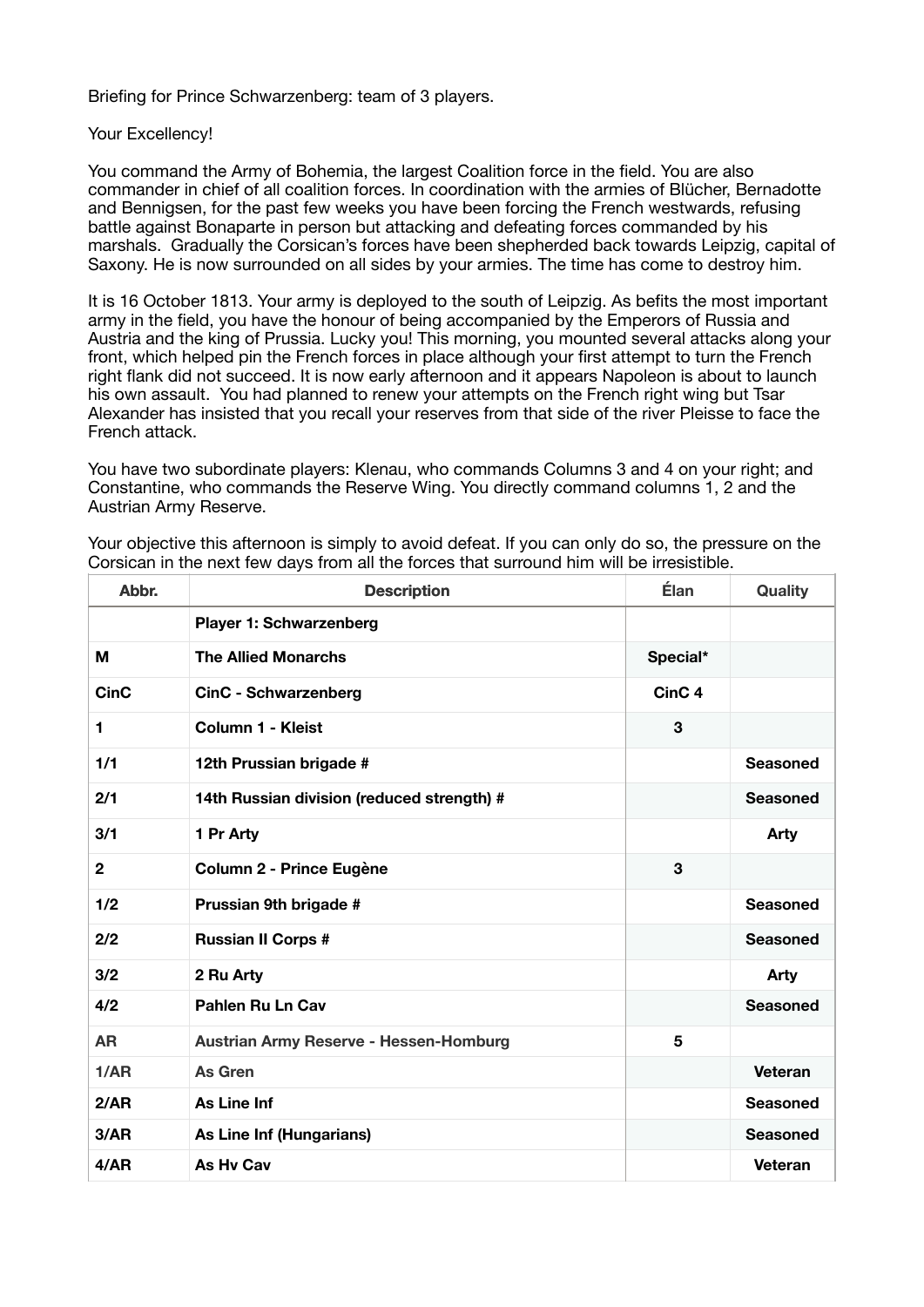Briefing for Prince Schwarzenberg: team of 3 players.

Your Excellency!

You command the Army of Bohemia, the largest Coalition force in the field. You are also commander in chief of all coalition forces. In coordination with the armies of Blücher, Bernadotte and Bennigsen, for the past few weeks you have been forcing the French westwards, refusing battle against Bonaparte in person but attacking and defeating forces commanded by his marshals. Gradually the Corsican's forces have been shepherded back towards Leipzig, capital of Saxony. He is now surrounded on all sides by your armies. The time has come to destroy him.

It is 16 October 1813. Your army is deployed to the south of Leipzig. As befits the most important army in the field, you have the honour of being accompanied by the Emperors of Russia and Austria and the king of Prussia. Lucky you! This morning, you mounted several attacks along your front, which helped pin the French forces in place although your first attempt to turn the French right flank did not succeed. It is now early afternoon and it appears Napoleon is about to launch his own assault. You had planned to renew your attempts on the French right wing but Tsar Alexander has insisted that you recall your reserves from that side of the river Pleisse to face the French attack.

You have two subordinate players: Klenau, who commands Columns 3 and 4 on your right; and Constantine, who commands the Reserve Wing. You directly command columns 1, 2 and the Austrian Army Reserve.

Your objective this afternoon is simply to avoid defeat. If you can only do so, the pressure on the Corsican in the next few days from all the forces that surround him will be irresistible.

| Abbr. | Description | Élan | Quality |
|---|---|---|---|
| | **Player 1: Schwarzenberg** | | |
| **M** | **The Allied Monarchs** | **Special*** | |
| **CinC** | **CinC - Schwarzenberg** | **CinC 4** | |
| **1** | **Column 1 - Kleist** | **3** | |
| **1/1** | **12th Prussian brigade #** | | **Seasoned** |
| **2/1** | **14th Russian division (reduced strength) #** | | **Seasoned** |
| **3/1** | **1 Pr Arty** | | **Arty** |
| **2** | **Column 2 - Prince Eugène** | **3** | |
| **1/2** | **Prussian 9th brigade #** | | **Seasoned** |
| **2/2** | **Russian II Corps #** | | **Seasoned** |
| **3/2** | **2 Ru Arty** | | **Arty** |
| **4/2** | **Pahlen Ru Ln Cav** | | **Seasoned** |
| **AR** | **Austrian Army Reserve - Hessen-Homburg** | **5** | |
| **1/AR** | **As Gren** | | **Veteran** |
| **2/AR** | **As Line Inf** | | **Seasoned** |
| **3/AR** | **As Line Inf (Hungarians)** | | **Seasoned** |
| **4/AR** | **As Hv Cav** | | **Veteran** |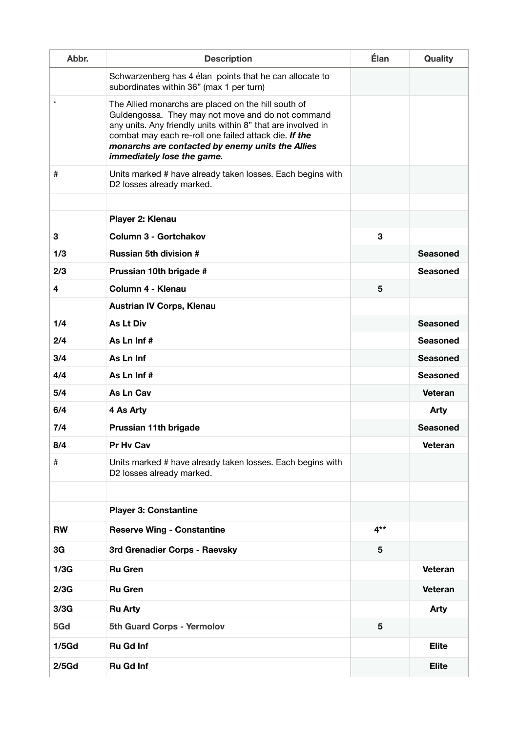| Abbr. | Description | Élan | Quality |
|---|---|---|---|
| | Schwarzenberg has 4 élan points that he can allocate to subordinates within 36" (max 1 per turn) | | |
| * | The Allied monarchs are placed on the hill south of Guldengossa. They may not move and do not command any units. Any friendly units within 8" that are involved in combat may each re-roll one failed attack die. ***If the monarchs are contacted by enemy units the Allies immediately lose the game.*** | | |
| # | Units marked # have already taken losses. Each begins with D2 losses already marked. | | |
| | | | |
| | **Player 2: Klenau** | | |
| **3** | **Column 3 - Gortchakov** | **3** | |
| **1/3** | **Russian 5th division #** | | **Seasoned** |
| **2/3** | **Prussian 10th brigade #** | | **Seasoned** |
| **4** | **Column 4 - Klenau** | **5** | |
| | **Austrian IV Corps, Klenau** | | |
| **1/4** | **As Lt Div** | | **Seasoned** |
| **2/4** | **As Ln Inf #** | | **Seasoned** |
| **3/4** | **As Ln Inf** | | **Seasoned** |
| **4/4** | **As Ln Inf #** | | **Seasoned** |
| **5/4** | **As Ln Cav** | | **Veteran** |
| **6/4** | **4 As Arty** | | **Arty** |
| **7/4** | **Prussian 11th brigade** | | **Seasoned** |
| **8/4** | **Pr Hv Cav** | | **Veteran** |
| # | Units marked # have already taken losses. Each begins with D2 losses already marked. | | |
| | | | |
| | **Player 3: Constantine** | | |
| **RW** | **Reserve Wing - Constantine** | **4**** | |
| **3G** | **3rd Grenadier Corps - Raevsky** | **5** | |
| **1/3G** | **Ru Gren** | | **Veteran** |
| **2/3G** | **Ru Gren** | | **Veteran** |
| **3/3G** | **Ru Arty** | | **Arty** |
| **5Gd** | **5th Guard Corps - Yermolov** | **5** | |
| **1/5Gd** | **Ru Gd Inf** | | **Elite** |
| **2/5Gd** | **Ru Gd Inf** | | **Elite** |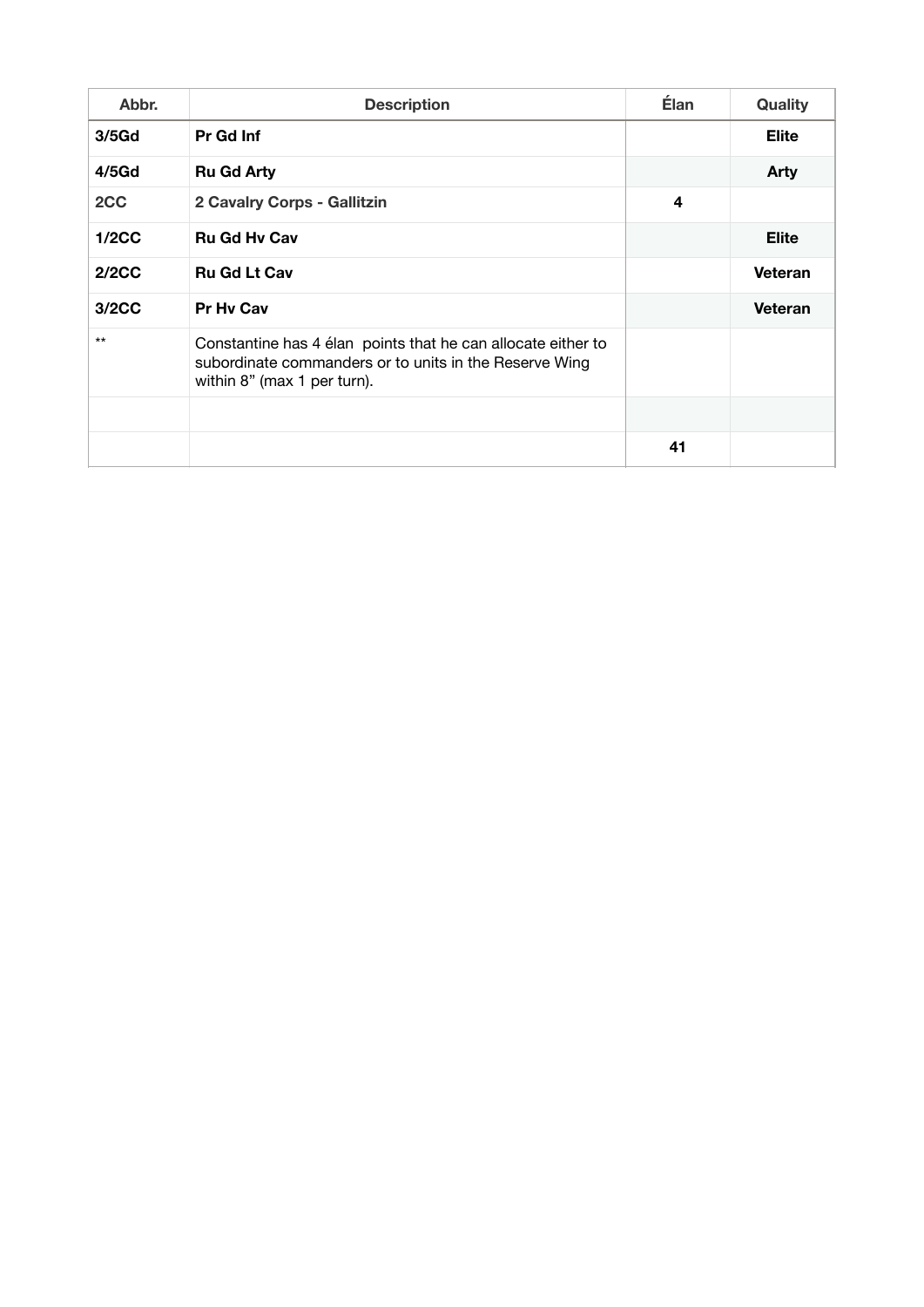| Abbr. | Description | Élan | Quality |
|---|---|---|---|
| **3/5Gd** | **Pr Gd Inf** | | **Elite** |
| **4/5Gd** | **Ru Gd Arty** | | **Arty** |
| **2CC** | **2 Cavalry Corps - Gallitzin** | **4** | |
| **1/2CC** | **Ru Gd Hv Cav** | | **Elite** |
| **2/2CC** | **Ru Gd Lt Cav** | | **Veteran** |
| **3/2CC** | **Pr Hv Cav** | | **Veteran** |
| ** | Constantine has 4 élan points that he can allocate either to subordinate commanders or to units in the Reserve Wing within 8" (max 1 per turn). | | |
| | | | |
| | | **41** | |